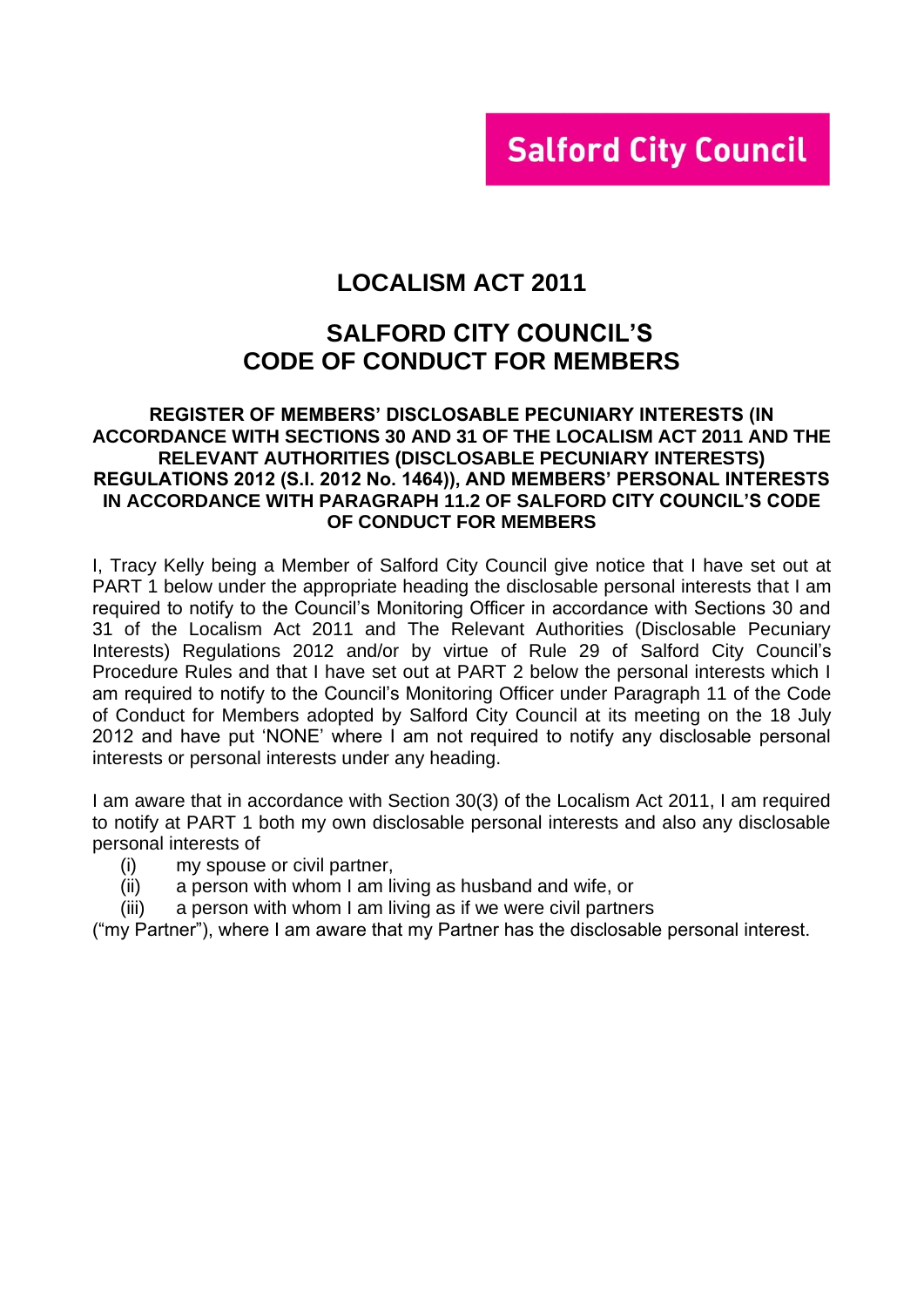**Salford City Council**

# LOCALISM ACT 2011

## SALFORD CITY COUNCIL'S CODE OF CONDUCT FOR MEMBERS

### REGISTER OF MEMBERS' DISCLOSABLE PECUNIARY INTERESTS (IN ACCORDANCE WITH SECTIONS 30 AND 31 OF THE LOCALISM ACT 2011 AND THE RELEVANT AUTHORITIES (DISCLOSABLE PECUNIARY INTERESTS) REGULATIONS 2012 (S.I. 2012 No. 1464)), AND MEMBERS' PERSONAL INTERESTS IN ACCORDANCE WITH PARAGRAPH 11.2 OF SALFORD CITY COUNCIL'S CODE OF CONDUCT FOR MEMBERS

I, Tracy Kelly being a Member of Salford City Council give notice that I have set out at PART 1 below under the appropriate heading the disclosable personal interests that I am required to notify to the Council's Monitoring Officer in accordance with Sections 30 and 31 of the Localism Act 2011 and The Relevant Authorities (Disclosable Pecuniary Interests) Regulations 2012 and/or by virtue of Rule 29 of Salford City Council's Procedure Rules and that I have set out at PART 2 below the personal interests which I am required to notify to the Council's Monitoring Officer under Paragraph 11 of the Code of Conduct for Members adopted by Salford City Council at its meeting on the 18 July 2012 and have put 'NONE' where I am not required to notify any disclosable personal interests or personal interests under any heading.

I am aware that in accordance with Section 30(3) of the Localism Act 2011, I am required to notify at PART 1 both my own disclosable personal interests and also any disclosable personal interests of

(i) my spouse or civil partner,
(ii) a person with whom I am living as husband and wife, or
(iii) a person with whom I am living as if we were civil partners

("my Partner"), where I am aware that my Partner has the disclosable personal interest.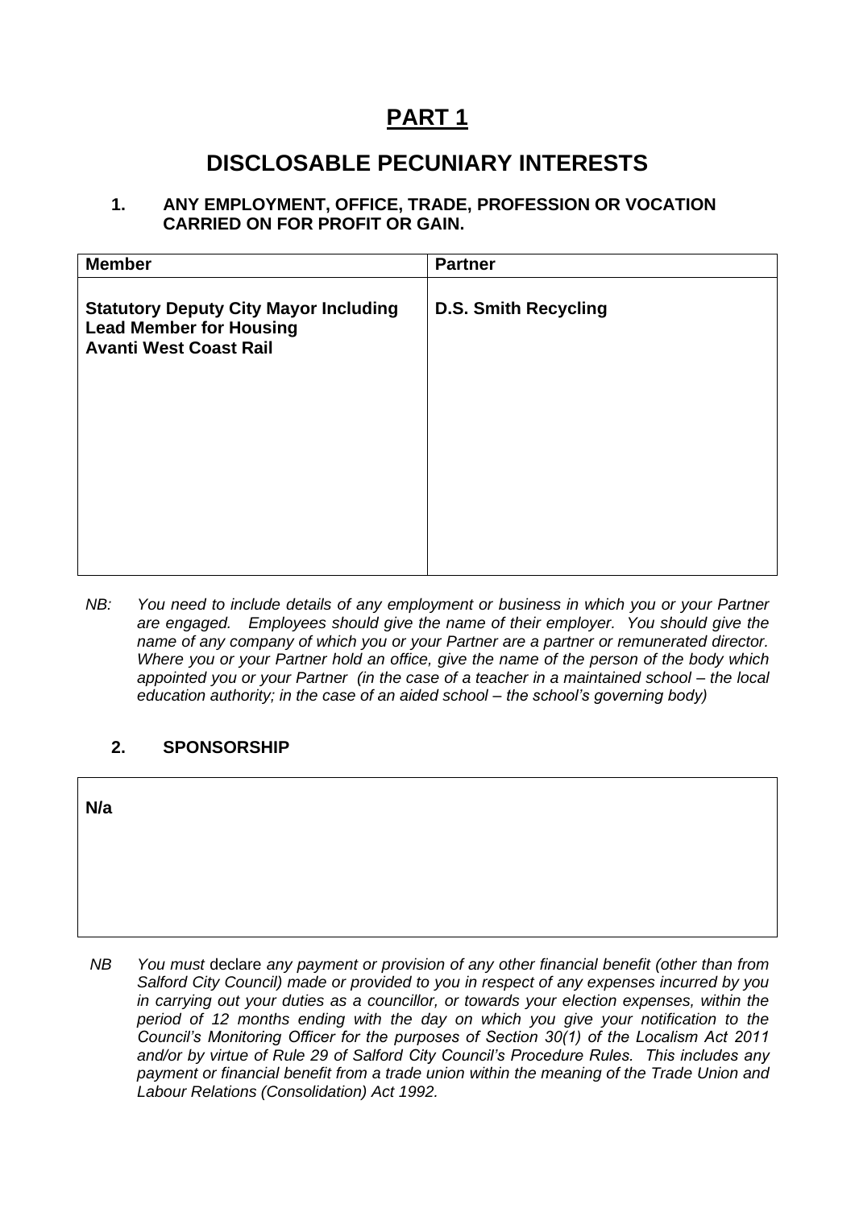# PART 1

## DISCLOSABLE PECUNIARY INTERESTS

### 1. ANY EMPLOYMENT, OFFICE, TRADE, PROFESSION OR VOCATION CARRIED ON FOR PROFIT OR GAIN.

| Member | Partner |
| --- | --- |
| **Statutory Deputy City Mayor Including Lead Member for Housing**<br>**Avanti West Coast Rail** | **D.S. Smith Recycling** |

*NB: You need to include details of any employment or business in which you or your Partner are engaged. Employees should give the name of their employer. You should give the name of any company of which you or your Partner are a partner or remunerated director. Where you or your Partner hold an office, give the name of the person of the body which appointed you or your Partner (in the case of a teacher in a maintained school – the local education authority; in the case of an aided school – the school's governing body)*

### 2. SPONSORSHIP

| **N/a** |
| --- |

*NB You must* declare *any payment or provision of any other financial benefit (other than from Salford City Council) made or provided to you in respect of any expenses incurred by you in carrying out your duties as a councillor, or towards your election expenses, within the period of 12 months ending with the day on which you give your notification to the Council's Monitoring Officer for the purposes of Section 30(1) of the Localism Act 2011 and/or by virtue of Rule 29 of Salford City Council's Procedure Rules. This includes any payment or financial benefit from a trade union within the meaning of the Trade Union and Labour Relations (Consolidation) Act 1992.*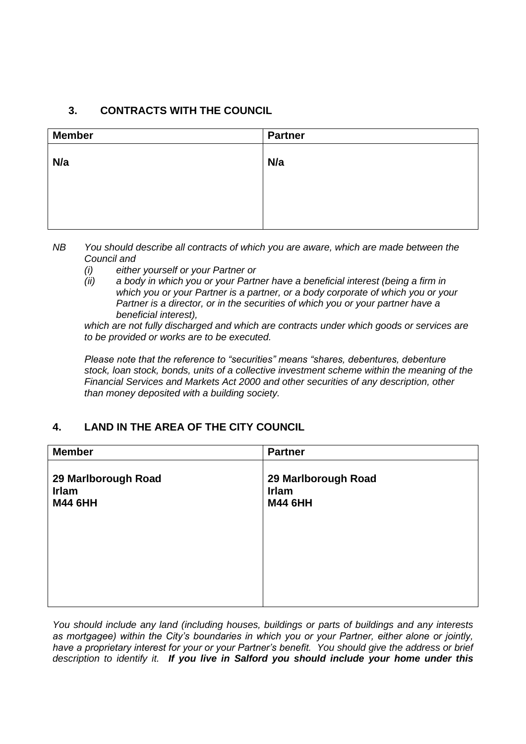## 3. CONTRACTS WITH THE COUNCIL

| Member | Partner |
|---|---|
| **N/a** | **N/a** |

*NB You should describe all contracts of which you are aware, which are made between the Council and*

*(i) either yourself or your Partner or*

*(ii) a body in which you or your Partner have a beneficial interest (being a firm in which you or your Partner is a partner, or a body corporate of which you or your Partner is a director, or in the securities of which you or your partner have a beneficial interest),*

*which are not fully discharged and which are contracts under which goods or services are to be provided or works are to be executed.*

*Please note that the reference to "securities" means "shares, debentures, debenture stock, loan stock, bonds, units of a collective investment scheme within the meaning of the Financial Services and Markets Act 2000 and other securities of any description, other than money deposited with a building society.*

## 4. LAND IN THE AREA OF THE CITY COUNCIL

| Member | Partner |
|---|---|
| **29 Marlborough Road**<br>**Irlam**<br>**M44 6HH** | **29 Marlborough Road**<br>**Irlam**<br>**M44 6HH** |

*You should include any land (including houses, buildings or parts of buildings and any interests as mortgagee) within the City's boundaries in which you or your Partner, either alone or jointly, have a proprietary interest for your or your Partner's benefit. You should give the address or brief description to identify it.* ***If you live in Salford you should include your home under this***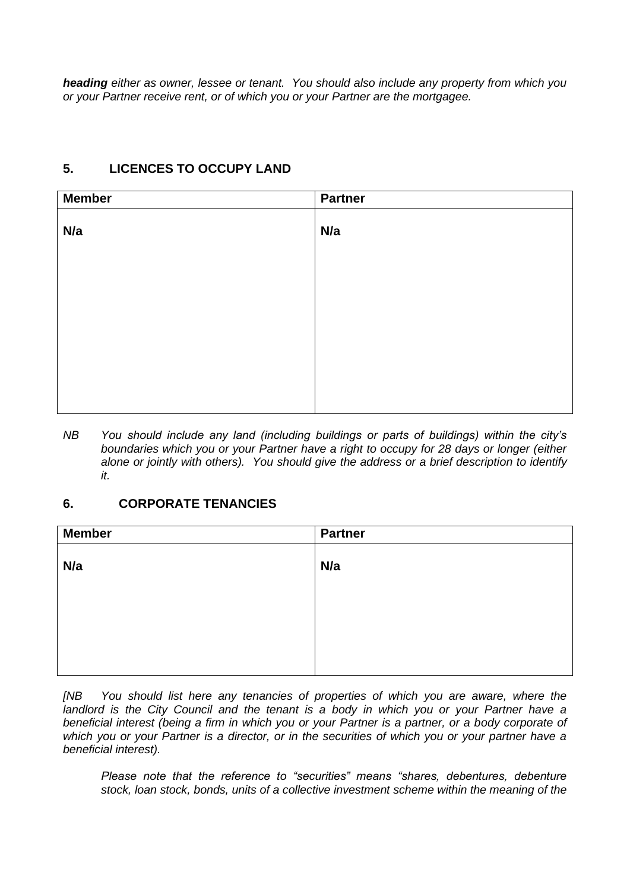***heading** either as owner, lessee or tenant. You should also include any property from which you or your Partner receive rent, or of which you or your Partner are the mortgagee.*

## 5. LICENCES TO OCCUPY LAND

| Member | Partner |
|---|---|
| **N/a** | **N/a** |

*NB You should include any land (including buildings or parts of buildings) within the city's boundaries which you or your Partner have a right to occupy for 28 days or longer (either alone or jointly with others). You should give the address or a brief description to identify it.*

## 6. CORPORATE TENANCIES

| Member | Partner |
|---|---|
| **N/a** | **N/a** |

*[NB You should list here any tenancies of properties of which you are aware, where the landlord is the City Council and the tenant is a body in which you or your Partner have a beneficial interest (being a firm in which you or your Partner is a partner, or a body corporate of which you or your Partner is a director, or in the securities of which you or your partner have a beneficial interest).*

*Please note that the reference to "securities" means "shares, debentures, debenture stock, loan stock, bonds, units of a collective investment scheme within the meaning of the*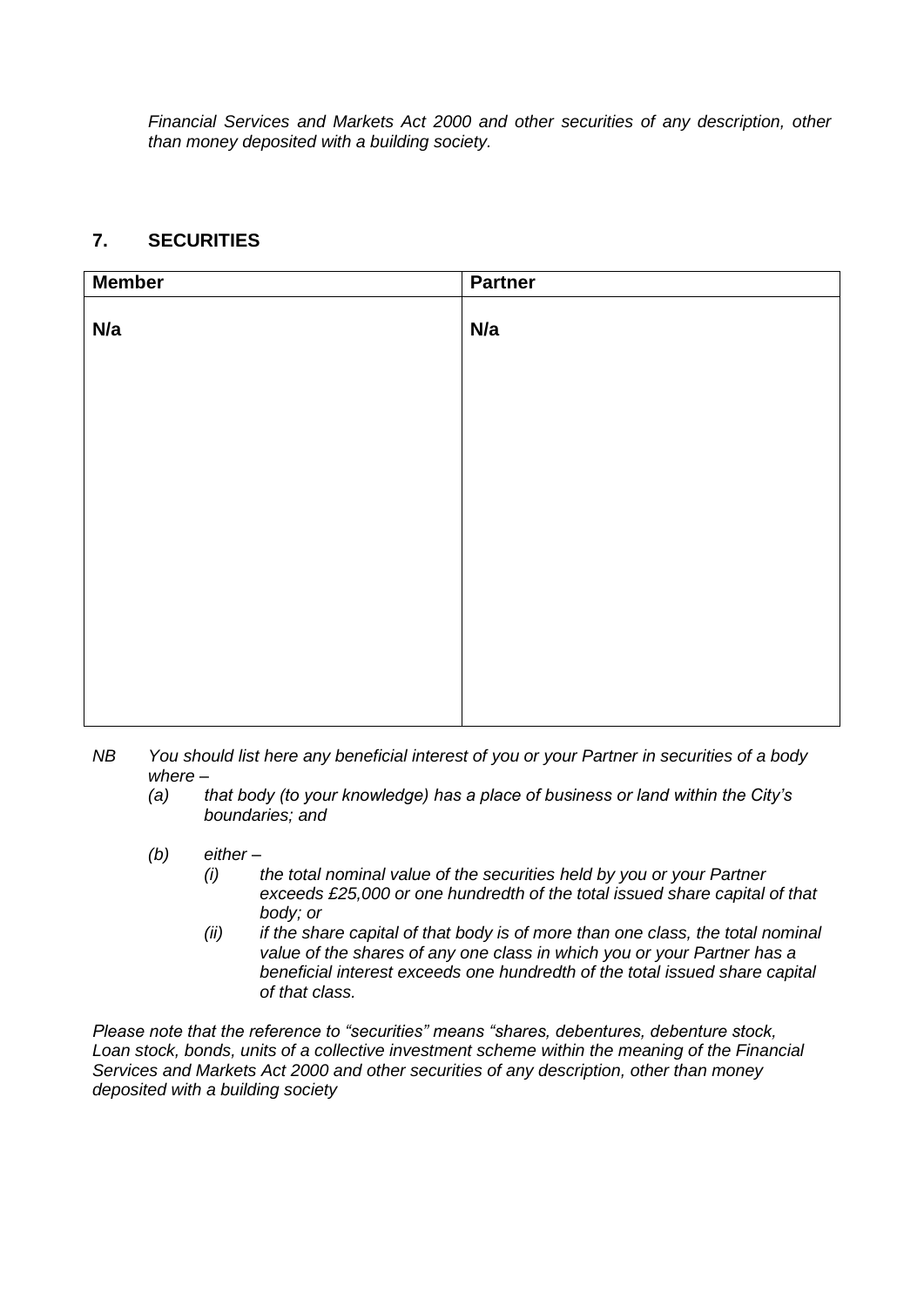*Financial Services and Markets Act 2000 and other securities of any description, other than money deposited with a building society.*

## 7. SECURITIES

| Member | Partner |
| --- | --- |
| **N/a** | **N/a** |

*NB You should list here any beneficial interest of you or your Partner in securities of a body where –*

*(a) that body (to your knowledge) has a place of business or land within the City's boundaries; and*

*(b) either –*

*(i) the total nominal value of the securities held by you or your Partner exceeds £25,000 or one hundredth of the total issued share capital of that body; or*

*(ii) if the share capital of that body is of more than one class, the total nominal value of the shares of any one class in which you or your Partner has a beneficial interest exceeds one hundredth of the total issued share capital of that class.*

*Please note that the reference to "securities" means "shares, debentures, debenture stock, Loan stock, bonds, units of a collective investment scheme within the meaning of the Financial Services and Markets Act 2000 and other securities of any description, other than money deposited with a building society*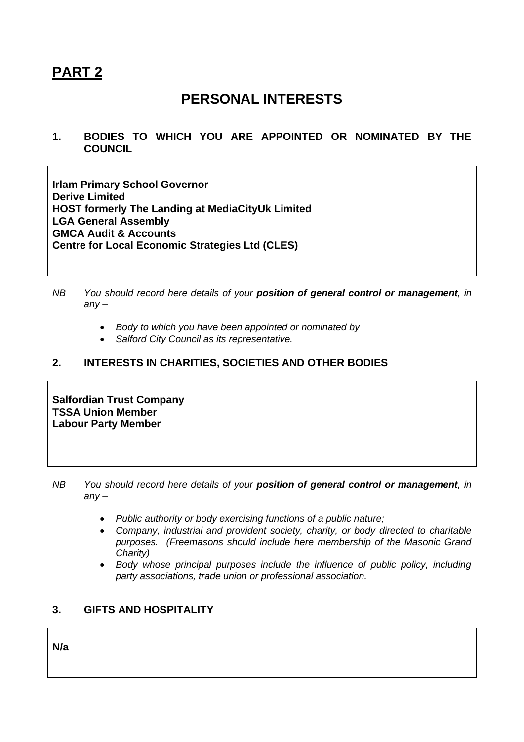# PART 2

## PERSONAL INTERESTS

### 1. BODIES TO WHICH YOU ARE APPOINTED OR NOMINATED BY THE COUNCIL

**Irlam Primary School Governor**
**Derive Limited**
**HOST formerly The Landing at MediaCityUk Limited**
**LGA General Assembly**
**GMCA Audit & Accounts**
**Centre for Local Economic Strategies Ltd (CLES)**

*NB You should record here details of your **position of general control or management**, in any –*

- *Body to which you have been appointed or nominated by*
- *Salford City Council as its representative.*

### 2. INTERESTS IN CHARITIES, SOCIETIES AND OTHER BODIES

**Salfordian Trust Company**
**TSSA Union Member**
**Labour Party Member**

*NB You should record here details of your **position of general control or management**, in any –*

- *Public authority or body exercising functions of a public nature;*
- *Company, industrial and provident society, charity, or body directed to charitable purposes. (Freemasons should include here membership of the Masonic Grand Charity)*
- *Body whose principal purposes include the influence of public policy, including party associations, trade union or professional association.*

### 3. GIFTS AND HOSPITALITY

**N/a**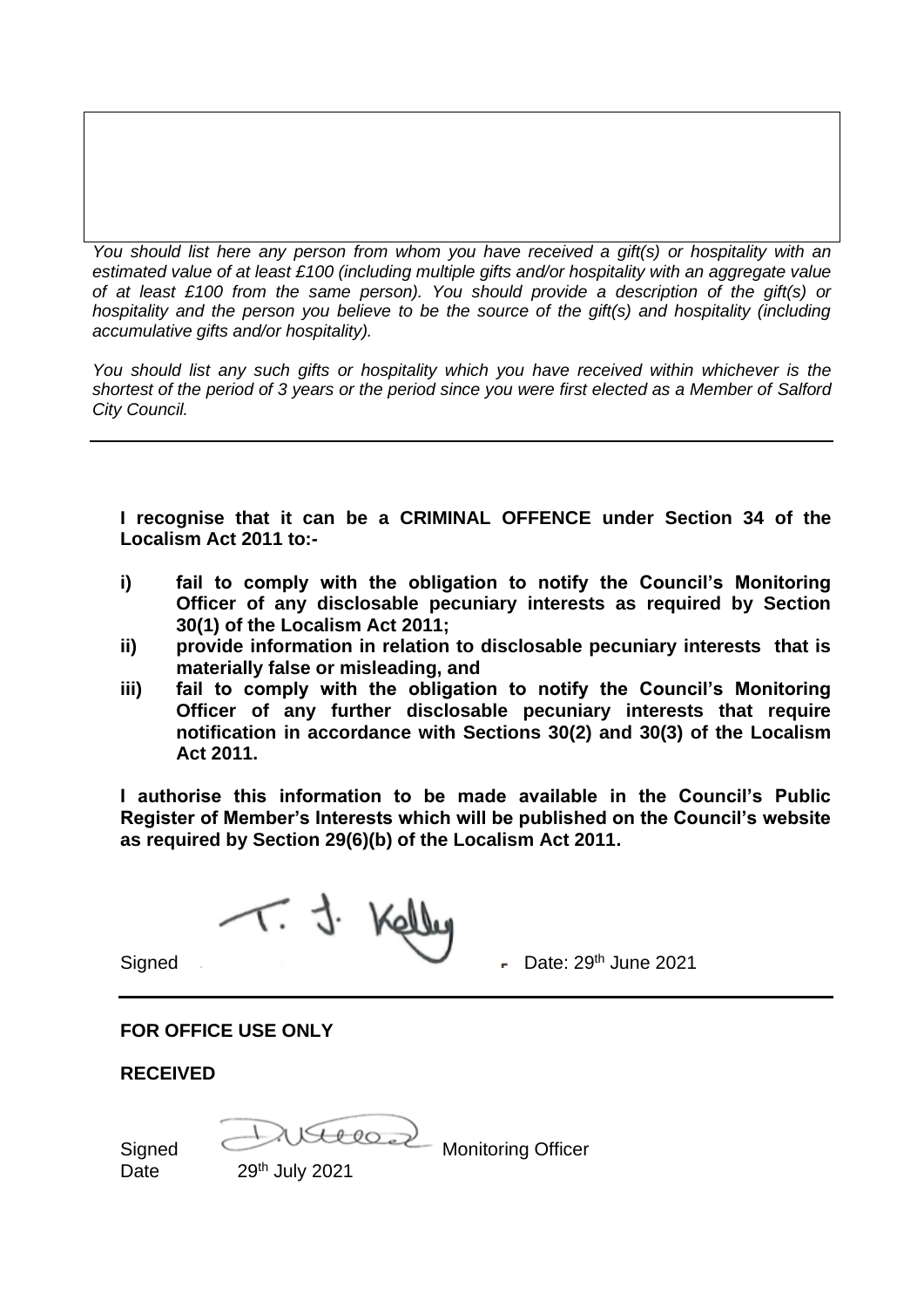*You should list here any person from whom you have received a gift(s) or hospitality with an estimated value of at least £100 (including multiple gifts and/or hospitality with an aggregate value of at least £100 from the same person). You should provide a description of the gift(s) or hospitality and the person you believe to be the source of the gift(s) and hospitality (including accumulative gifts and/or hospitality).*

*You should list any such gifts or hospitality which you have received within whichever is the shortest of the period of 3 years or the period since you were first elected as a Member of Salford City Council.*

---

**I recognise that it can be a CRIMINAL OFFENCE under Section 34 of the Localism Act 2011 to:-**

**i) fail to comply with the obligation to notify the Council's Monitoring Officer of any disclosable pecuniary interests as required by Section 30(1) of the Localism Act 2011;**

**ii) provide information in relation to disclosable pecuniary interests that is materially false or misleading, and**

**iii) fail to comply with the obligation to notify the Council's Monitoring Officer of any further disclosable pecuniary interests that require notification in accordance with Sections 30(2) and 30(3) of the Localism Act 2011.**

**I authorise this information to be made available in the Council's Public Register of Member's Interests which will be published on the Council's website as required by Section 29(6)(b) of the Localism Act 2011.**

Signed T. J. Kelly Date: 29th June 2021

---

**FOR OFFICE USE ONLY**

**RECEIVED**

Signed [signature] Monitoring Officer

Date 29th July 2021